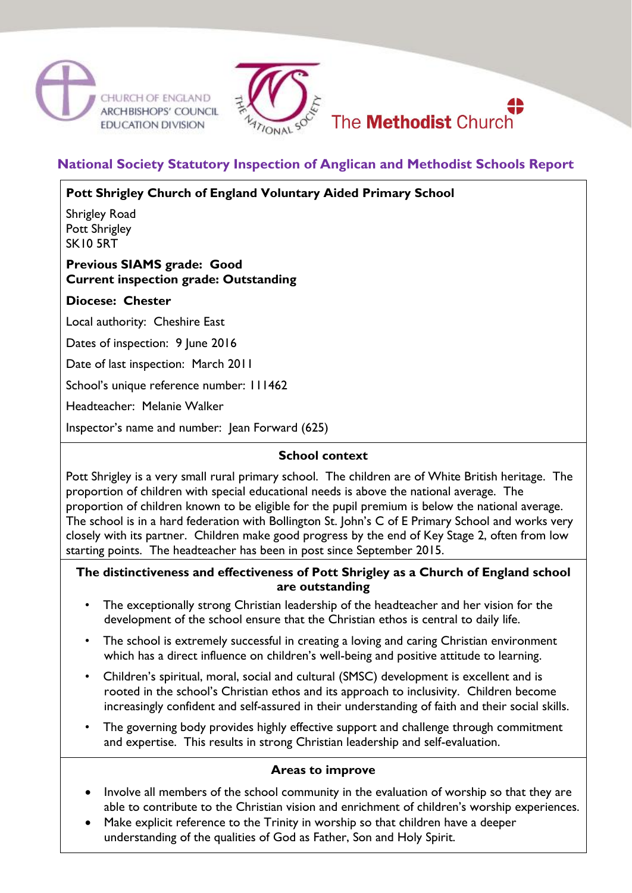# National Society Statutory Inspection of Anglican and Methodist Schools Report

**Pott Shrigley Church of England Voluntary Aided Primary School**

Shrigley Road
Pott Shrigley
SK10 5RT

**Previous SIAMS grade: Good**
**Current inspection grade: Outstanding**

**Diocese: Chester**

Local authority: Cheshire East

Dates of inspection: 9 June 2016

Date of last inspection: March 2011

School's unique reference number: 111462

Headteacher: Melanie Walker

Inspector's name and number: Jean Forward (625)

## School context

Pott Shrigley is a very small rural primary school. The children are of White British heritage. The proportion of children with special educational needs is above the national average. The proportion of children known to be eligible for the pupil premium is below the national average. The school is in a hard federation with Bollington St. John's C of E Primary School and works very closely with its partner. Children make good progress by the end of Key Stage 2, often from low starting points. The headteacher has been in post since September 2015.

## The distinctiveness and effectiveness of Pott Shrigley as a Church of England school are outstanding

- The exceptionally strong Christian leadership of the headteacher and her vision for the development of the school ensure that the Christian ethos is central to daily life.
- The school is extremely successful in creating a loving and caring Christian environment which has a direct influence on children's well-being and positive attitude to learning.
- Children's spiritual, moral, social and cultural (SMSC) development is excellent and is rooted in the school's Christian ethos and its approach to inclusivity. Children become increasingly confident and self-assured in their understanding of faith and their social skills.
- The governing body provides highly effective support and challenge through commitment and expertise. This results in strong Christian leadership and self-evaluation.

## Areas to improve

- Involve all members of the school community in the evaluation of worship so that they are able to contribute to the Christian vision and enrichment of children's worship experiences.
- Make explicit reference to the Trinity in worship so that children have a deeper understanding of the qualities of God as Father, Son and Holy Spirit.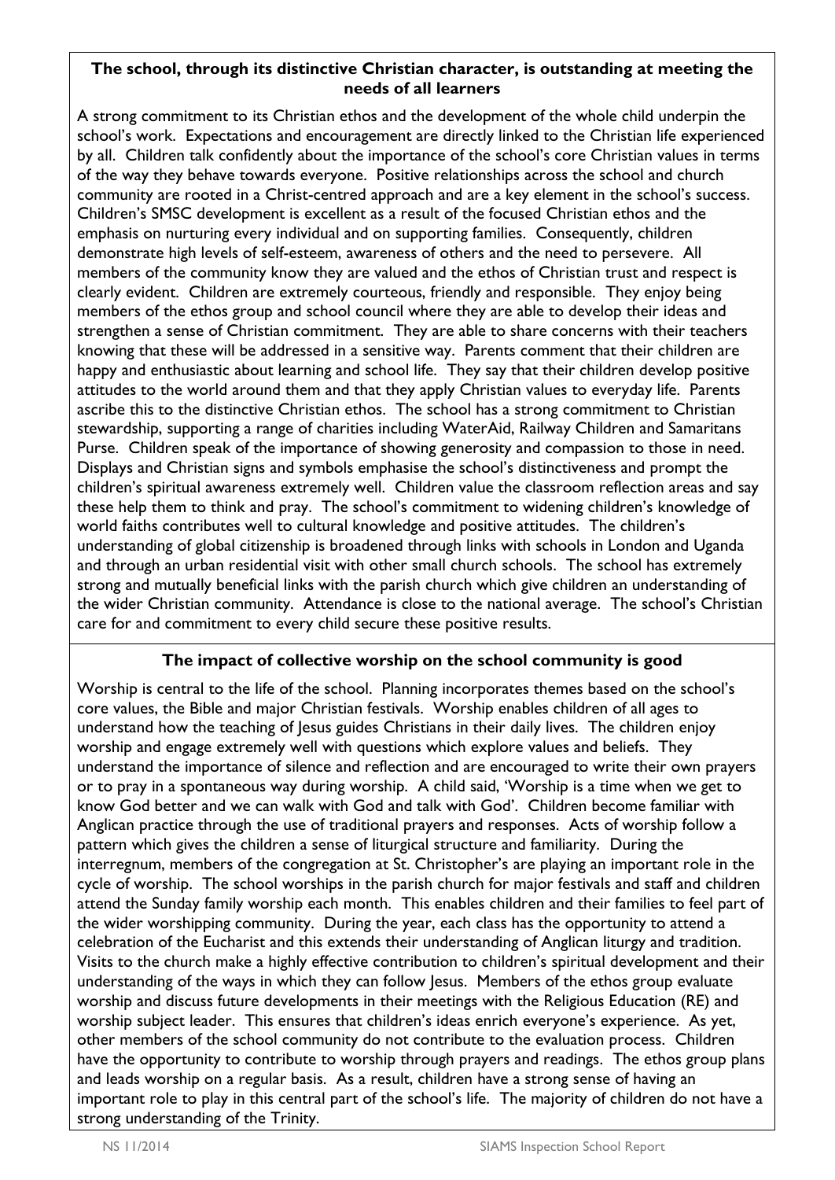**The school, through its distinctive Christian character, is outstanding at meeting the needs of all learners**

A strong commitment to its Christian ethos and the development of the whole child underpin the school's work. Expectations and encouragement are directly linked to the Christian life experienced by all. Children talk confidently about the importance of the school's core Christian values in terms of the way they behave towards everyone. Positive relationships across the school and church community are rooted in a Christ-centred approach and are a key element in the school's success. Children's SMSC development is excellent as a result of the focused Christian ethos and the emphasis on nurturing every individual and on supporting families. Consequently, children demonstrate high levels of self-esteem, awareness of others and the need to persevere. All members of the community know they are valued and the ethos of Christian trust and respect is clearly evident. Children are extremely courteous, friendly and responsible. They enjoy being members of the ethos group and school council where they are able to develop their ideas and strengthen a sense of Christian commitment. They are able to share concerns with their teachers knowing that these will be addressed in a sensitive way. Parents comment that their children are happy and enthusiastic about learning and school life. They say that their children develop positive attitudes to the world around them and that they apply Christian values to everyday life. Parents ascribe this to the distinctive Christian ethos. The school has a strong commitment to Christian stewardship, supporting a range of charities including WaterAid, Railway Children and Samaritans Purse. Children speak of the importance of showing generosity and compassion to those in need. Displays and Christian signs and symbols emphasise the school's distinctiveness and prompt the children's spiritual awareness extremely well. Children value the classroom reflection areas and say these help them to think and pray. The school's commitment to widening children's knowledge of world faiths contributes well to cultural knowledge and positive attitudes. The children's understanding of global citizenship is broadened through links with schools in London and Uganda and through an urban residential visit with other small church schools. The school has extremely strong and mutually beneficial links with the parish church which give children an understanding of the wider Christian community. Attendance is close to the national average. The school's Christian care for and commitment to every child secure these positive results.

**The impact of collective worship on the school community is good**

Worship is central to the life of the school. Planning incorporates themes based on the school's core values, the Bible and major Christian festivals. Worship enables children of all ages to understand how the teaching of Jesus guides Christians in their daily lives. The children enjoy worship and engage extremely well with questions which explore values and beliefs. They understand the importance of silence and reflection and are encouraged to write their own prayers or to pray in a spontaneous way during worship. A child said, 'Worship is a time when we get to know God better and we can walk with God and talk with God'. Children become familiar with Anglican practice through the use of traditional prayers and responses. Acts of worship follow a pattern which gives the children a sense of liturgical structure and familiarity. During the interregnum, members of the congregation at St. Christopher's are playing an important role in the cycle of worship. The school worships in the parish church for major festivals and staff and children attend the Sunday family worship each month. This enables children and their families to feel part of the wider worshipping community. During the year, each class has the opportunity to attend a celebration of the Eucharist and this extends their understanding of Anglican liturgy and tradition. Visits to the church make a highly effective contribution to children's spiritual development and their understanding of the ways in which they can follow Jesus. Members of the ethos group evaluate worship and discuss future developments in their meetings with the Religious Education (RE) and worship subject leader. This ensures that children's ideas enrich everyone's experience. As yet, other members of the school community do not contribute to the evaluation process. Children have the opportunity to contribute to worship through prayers and readings. The ethos group plans and leads worship on a regular basis. As a result, children have a strong sense of having an important role to play in this central part of the school's life. The majority of children do not have a strong understanding of the Trinity.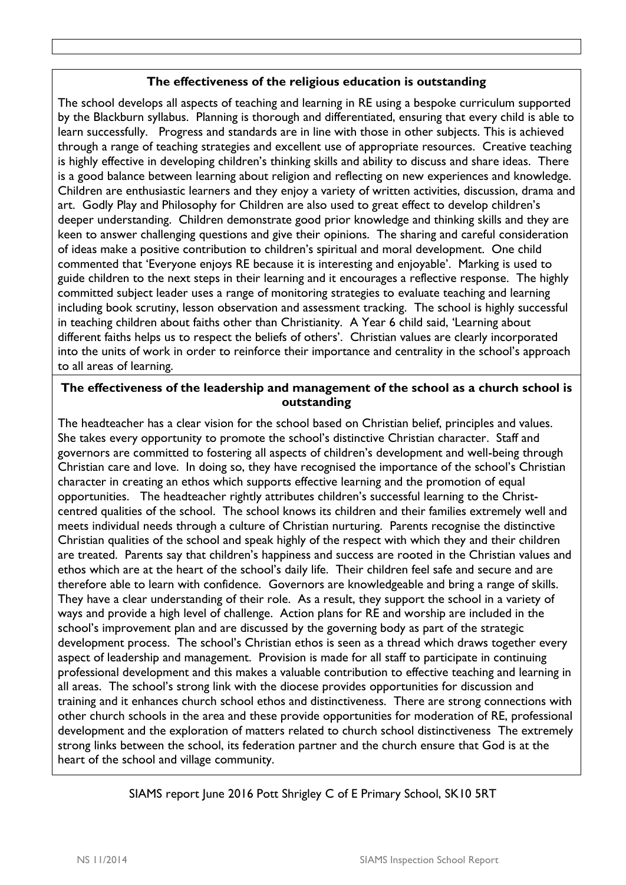### The effectiveness of the religious education is outstanding

The school develops all aspects of teaching and learning in RE using a bespoke curriculum supported by the Blackburn syllabus. Planning is thorough and differentiated, ensuring that every child is able to learn successfully. Progress and standards are in line with those in other subjects. This is achieved through a range of teaching strategies and excellent use of appropriate resources. Creative teaching is highly effective in developing children's thinking skills and ability to discuss and share ideas. There is a good balance between learning about religion and reflecting on new experiences and knowledge. Children are enthusiastic learners and they enjoy a variety of written activities, discussion, drama and art. Godly Play and Philosophy for Children are also used to great effect to develop children's deeper understanding. Children demonstrate good prior knowledge and thinking skills and they are keen to answer challenging questions and give their opinions. The sharing and careful consideration of ideas make a positive contribution to children's spiritual and moral development. One child commented that 'Everyone enjoys RE because it is interesting and enjoyable'. Marking is used to guide children to the next steps in their learning and it encourages a reflective response. The highly committed subject leader uses a range of monitoring strategies to evaluate teaching and learning including book scrutiny, lesson observation and assessment tracking. The school is highly successful in teaching children about faiths other than Christianity. A Year 6 child said, 'Learning about different faiths helps us to respect the beliefs of others'. Christian values are clearly incorporated into the units of work in order to reinforce their importance and centrality in the school's approach to all areas of learning.

### The effectiveness of the leadership and management of the school as a church school is outstanding

The headteacher has a clear vision for the school based on Christian belief, principles and values. She takes every opportunity to promote the school's distinctive Christian character. Staff and governors are committed to fostering all aspects of children's development and well-being through Christian care and love. In doing so, they have recognised the importance of the school's Christian character in creating an ethos which supports effective learning and the promotion of equal opportunities. The headteacher rightly attributes children's successful learning to the Christ-centred qualities of the school. The school knows its children and their families extremely well and meets individual needs through a culture of Christian nurturing. Parents recognise the distinctive Christian qualities of the school and speak highly of the respect with which they and their children are treated. Parents say that children's happiness and success are rooted in the Christian values and ethos which are at the heart of the school's daily life. Their children feel safe and secure and are therefore able to learn with confidence. Governors are knowledgeable and bring a range of skills. They have a clear understanding of their role. As a result, they support the school in a variety of ways and provide a high level of challenge. Action plans for RE and worship are included in the school's improvement plan and are discussed by the governing body as part of the strategic development process. The school's Christian ethos is seen as a thread which draws together every aspect of leadership and management. Provision is made for all staff to participate in continuing professional development and this makes a valuable contribution to effective teaching and learning in all areas. The school's strong link with the diocese provides opportunities for discussion and training and it enhances church school ethos and distinctiveness. There are strong connections with other church schools in the area and these provide opportunities for moderation of RE, professional development and the exploration of matters related to church school distinctiveness The extremely strong links between the school, its federation partner and the church ensure that God is at the heart of the school and village community.

SIAMS report June 2016 Pott Shrigley C of E Primary School, SK10 5RT